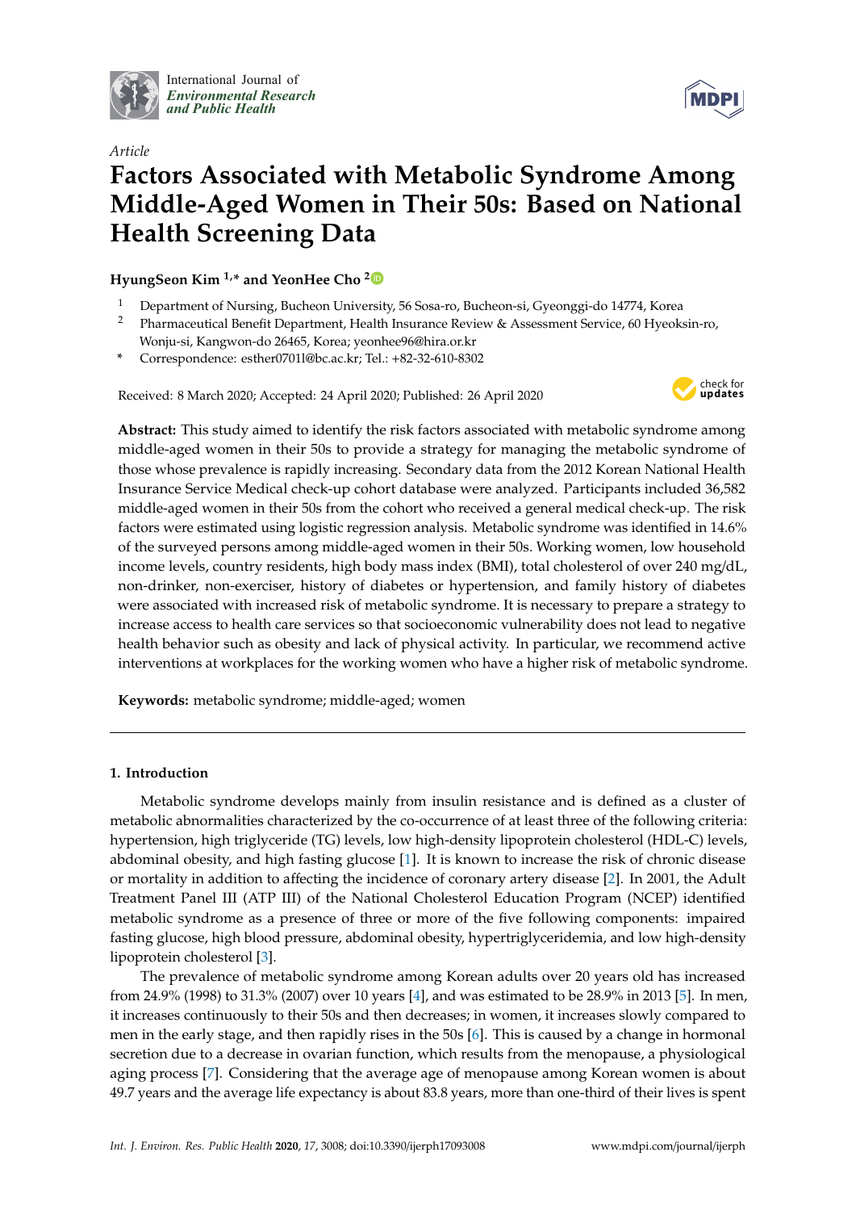International Journal of
*Environmental Research and Public Health*

*Article*

# Factors Associated with Metabolic Syndrome Among Middle-Aged Women in Their 50s: Based on National Health Screening Data

**HyungSeon Kim [1,*] and YeonHee Cho [2]**

[1] Department of Nursing, Bucheon University, 56 Sosa-ro, Bucheon-si, Gyeonggi-do 14774, Korea
[2] Pharmaceutical Benefit Department, Health Insurance Review & Assessment Service, 60 Hyeoksin-ro, Wonju-si, Kangwon-do 26465, Korea; yeonhee96@hira.or.kr
\* Correspondence: esther0701l@bc.ac.kr; Tel.: +82-32-610-8302

Received: 8 March 2020; Accepted: 24 April 2020; Published: 26 April 2020

**Abstract:** This study aimed to identify the risk factors associated with metabolic syndrome among middle-aged women in their 50s to provide a strategy for managing the metabolic syndrome of those whose prevalence is rapidly increasing. Secondary data from the 2012 Korean National Health Insurance Service Medical check-up cohort database were analyzed. Participants included 36,582 middle-aged women in their 50s from the cohort who received a general medical check-up. The risk factors were estimated using logistic regression analysis. Metabolic syndrome was identified in 14.6% of the surveyed persons among middle-aged women in their 50s. Working women, low household income levels, country residents, high body mass index (BMI), total cholesterol of over 240 mg/dL, non-drinker, non-exerciser, history of diabetes or hypertension, and family history of diabetes were associated with increased risk of metabolic syndrome. It is necessary to prepare a strategy to increase access to health care services so that socioeconomic vulnerability does not lead to negative health behavior such as obesity and lack of physical activity. In particular, we recommend active interventions at workplaces for the working women who have a higher risk of metabolic syndrome.

**Keywords:** metabolic syndrome; middle-aged; women

## 1. Introduction

Metabolic syndrome develops mainly from insulin resistance and is defined as a cluster of metabolic abnormalities characterized by the co-occurrence of at least three of the following criteria: hypertension, high triglyceride (TG) levels, low high-density lipoprotein cholesterol (HDL-C) levels, abdominal obesity, and high fasting glucose [1]. It is known to increase the risk of chronic disease or mortality in addition to affecting the incidence of coronary artery disease [2]. In 2001, the Adult Treatment Panel III (ATP III) of the National Cholesterol Education Program (NCEP) identified metabolic syndrome as a presence of three or more of the five following components: impaired fasting glucose, high blood pressure, abdominal obesity, hypertriglyceridemia, and low high-density lipoprotein cholesterol [3].

The prevalence of metabolic syndrome among Korean adults over 20 years old has increased from 24.9% (1998) to 31.3% (2007) over 10 years [4], and was estimated to be 28.9% in 2013 [5]. In men, it increases continuously to their 50s and then decreases; in women, it increases slowly compared to men in the early stage, and then rapidly rises in the 50s [6]. This is caused by a change in hormonal secretion due to a decrease in ovarian function, which results from the menopause, a physiological aging process [7]. Considering that the average age of menopause among Korean women is about 49.7 years and the average life expectancy is about 83.8 years, more than one-third of their lives is spent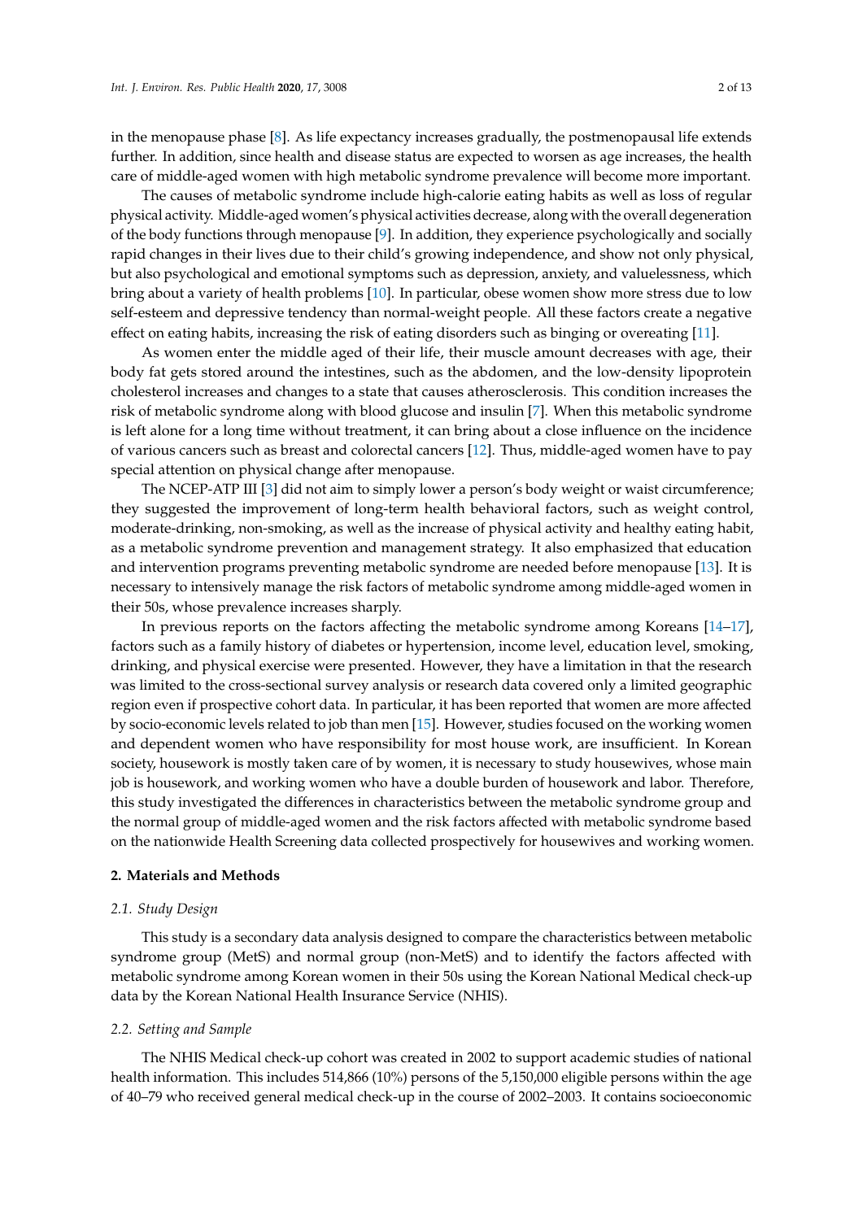in the menopause phase [8]. As life expectancy increases gradually, the postmenopausal life extends further. In addition, since health and disease status are expected to worsen as age increases, the health care of middle-aged women with high metabolic syndrome prevalence will become more important.

The causes of metabolic syndrome include high-calorie eating habits as well as loss of regular physical activity. Middle-aged women's physical activities decrease, along with the overall degeneration of the body functions through menopause [9]. In addition, they experience psychologically and socially rapid changes in their lives due to their child's growing independence, and show not only physical, but also psychological and emotional symptoms such as depression, anxiety, and valuelessness, which bring about a variety of health problems [10]. In particular, obese women show more stress due to low self-esteem and depressive tendency than normal-weight people. All these factors create a negative effect on eating habits, increasing the risk of eating disorders such as binging or overeating [11].

As women enter the middle aged of their life, their muscle amount decreases with age, their body fat gets stored around the intestines, such as the abdomen, and the low-density lipoprotein cholesterol increases and changes to a state that causes atherosclerosis. This condition increases the risk of metabolic syndrome along with blood glucose and insulin [7]. When this metabolic syndrome is left alone for a long time without treatment, it can bring about a close influence on the incidence of various cancers such as breast and colorectal cancers [12]. Thus, middle-aged women have to pay special attention on physical change after menopause.

The NCEP-ATP III [3] did not aim to simply lower a person's body weight or waist circumference; they suggested the improvement of long-term health behavioral factors, such as weight control, moderate-drinking, non-smoking, as well as the increase of physical activity and healthy eating habit, as a metabolic syndrome prevention and management strategy. It also emphasized that education and intervention programs preventing metabolic syndrome are needed before menopause [13]. It is necessary to intensively manage the risk factors of metabolic syndrome among middle-aged women in their 50s, whose prevalence increases sharply.

In previous reports on the factors affecting the metabolic syndrome among Koreans [14–17], factors such as a family history of diabetes or hypertension, income level, education level, smoking, drinking, and physical exercise were presented. However, they have a limitation in that the research was limited to the cross-sectional survey analysis or research data covered only a limited geographic region even if prospective cohort data. In particular, it has been reported that women are more affected by socio-economic levels related to job than men [15]. However, studies focused on the working women and dependent women who have responsibility for most house work, are insufficient. In Korean society, housework is mostly taken care of by women, it is necessary to study housewives, whose main job is housework, and working women who have a double burden of housework and labor. Therefore, this study investigated the differences in characteristics between the metabolic syndrome group and the normal group of middle-aged women and the risk factors affected with metabolic syndrome based on the nationwide Health Screening data collected prospectively for housewives and working women.

## 2. Materials and Methods

### 2.1. Study Design

This study is a secondary data analysis designed to compare the characteristics between metabolic syndrome group (MetS) and normal group (non-MetS) and to identify the factors affected with metabolic syndrome among Korean women in their 50s using the Korean National Medical check-up data by the Korean National Health Insurance Service (NHIS).

### 2.2. Setting and Sample

The NHIS Medical check-up cohort was created in 2002 to support academic studies of national health information. This includes 514,866 (10%) persons of the 5,150,000 eligible persons within the age of 40–79 who received general medical check-up in the course of 2002–2003. It contains socioeconomic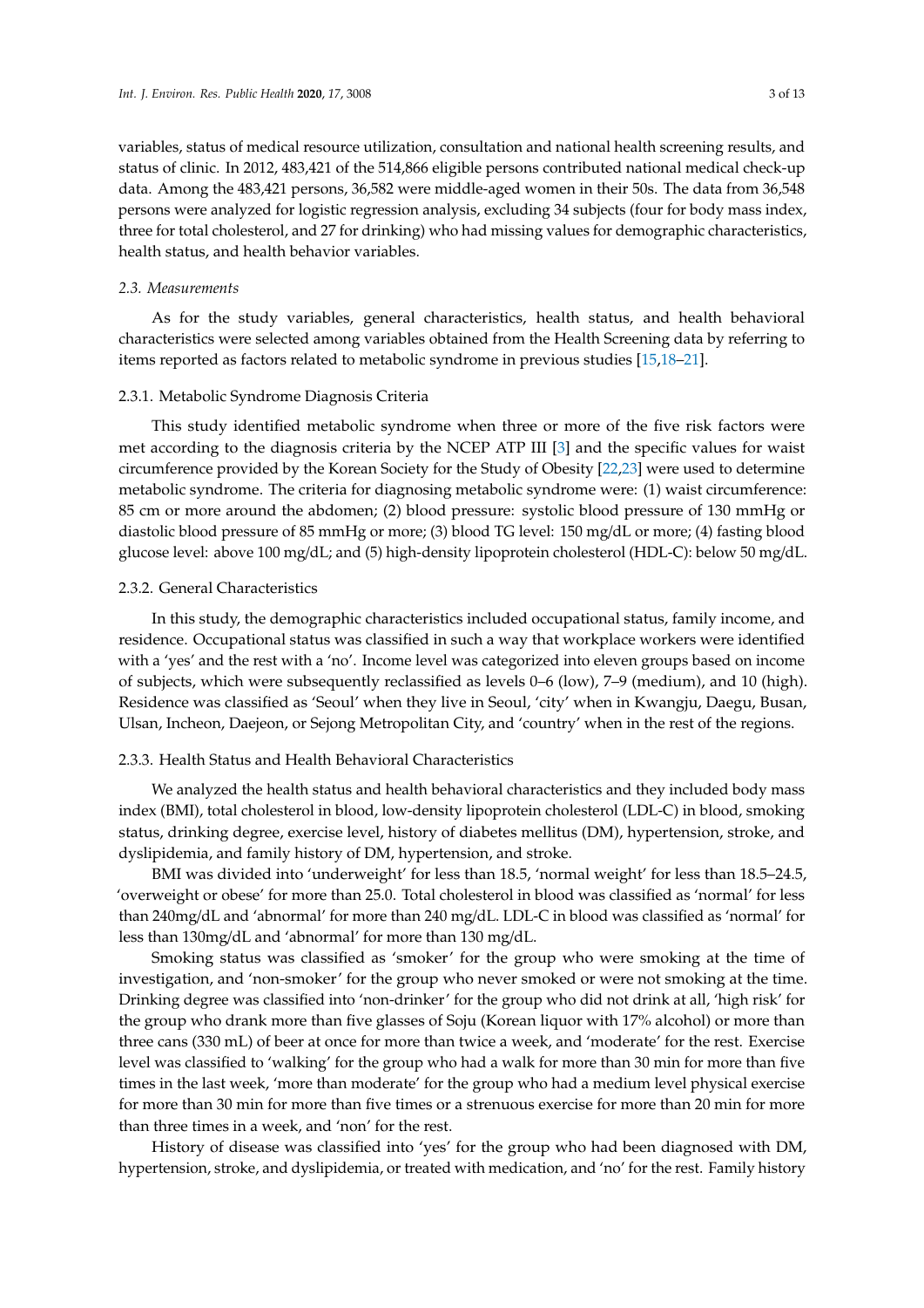variables, status of medical resource utilization, consultation and national health screening results, and status of clinic. In 2012, 483,421 of the 514,866 eligible persons contributed national medical check-up data. Among the 483,421 persons, 36,582 were middle-aged women in their 50s. The data from 36,548 persons were analyzed for logistic regression analysis, excluding 34 subjects (four for body mass index, three for total cholesterol, and 27 for drinking) who had missing values for demographic characteristics, health status, and health behavior variables.

### *2.3. Measurements*

As for the study variables, general characteristics, health status, and health behavioral characteristics were selected among variables obtained from the Health Screening data by referring to items reported as factors related to metabolic syndrome in previous studies [15,18–21].

#### 2.3.1. Metabolic Syndrome Diagnosis Criteria

This study identified metabolic syndrome when three or more of the five risk factors were met according to the diagnosis criteria by the NCEP ATP III [3] and the specific values for waist circumference provided by the Korean Society for the Study of Obesity [22,23] were used to determine metabolic syndrome. The criteria for diagnosing metabolic syndrome were: (1) waist circumference: 85 cm or more around the abdomen; (2) blood pressure: systolic blood pressure of 130 mmHg or diastolic blood pressure of 85 mmHg or more; (3) blood TG level: 150 mg/dL or more; (4) fasting blood glucose level: above 100 mg/dL; and (5) high-density lipoprotein cholesterol (HDL-C): below 50 mg/dL.

#### 2.3.2. General Characteristics

In this study, the demographic characteristics included occupational status, family income, and residence. Occupational status was classified in such a way that workplace workers were identified with a 'yes' and the rest with a 'no'. Income level was categorized into eleven groups based on income of subjects, which were subsequently reclassified as levels 0–6 (low), 7–9 (medium), and 10 (high). Residence was classified as 'Seoul' when they live in Seoul, 'city' when in Kwangju, Daegu, Busan, Ulsan, Incheon, Daejeon, or Sejong Metropolitan City, and 'country' when in the rest of the regions.

#### 2.3.3. Health Status and Health Behavioral Characteristics

We analyzed the health status and health behavioral characteristics and they included body mass index (BMI), total cholesterol in blood, low-density lipoprotein cholesterol (LDL-C) in blood, smoking status, drinking degree, exercise level, history of diabetes mellitus (DM), hypertension, stroke, and dyslipidemia, and family history of DM, hypertension, and stroke.

BMI was divided into 'underweight' for less than 18.5, 'normal weight' for less than 18.5–24.5, 'overweight or obese' for more than 25.0. Total cholesterol in blood was classified as 'normal' for less than 240mg/dL and 'abnormal' for more than 240 mg/dL. LDL-C in blood was classified as 'normal' for less than 130mg/dL and 'abnormal' for more than 130 mg/dL.

Smoking status was classified as 'smoker' for the group who were smoking at the time of investigation, and 'non-smoker' for the group who never smoked or were not smoking at the time. Drinking degree was classified into 'non-drinker' for the group who did not drink at all, 'high risk' for the group who drank more than five glasses of Soju (Korean liquor with 17% alcohol) or more than three cans (330 mL) of beer at once for more than twice a week, and 'moderate' for the rest. Exercise level was classified to 'walking' for the group who had a walk for more than 30 min for more than five times in the last week, 'more than moderate' for the group who had a medium level physical exercise for more than 30 min for more than five times or a strenuous exercise for more than 20 min for more than three times in a week, and 'non' for the rest.

History of disease was classified into 'yes' for the group who had been diagnosed with DM, hypertension, stroke, and dyslipidemia, or treated with medication, and 'no' for the rest. Family history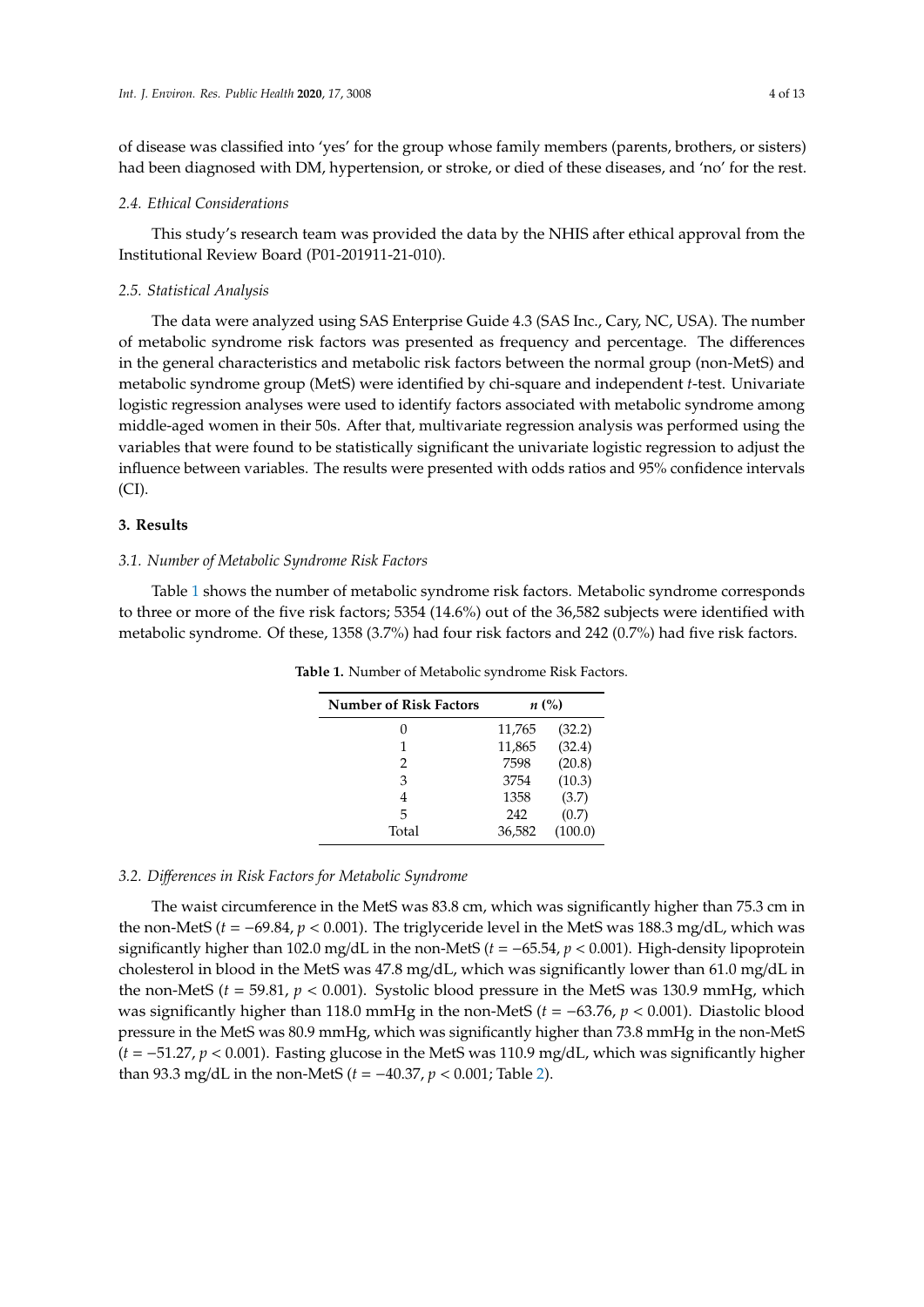of disease was classified into 'yes' for the group whose family members (parents, brothers, or sisters) had been diagnosed with DM, hypertension, or stroke, or died of these diseases, and 'no' for the rest.

### 2.4. Ethical Considerations

This study's research team was provided the data by the NHIS after ethical approval from the Institutional Review Board (P01-201911-21-010).

### 2.5. Statistical Analysis

The data were analyzed using SAS Enterprise Guide 4.3 (SAS Inc., Cary, NC, USA). The number of metabolic syndrome risk factors was presented as frequency and percentage. The differences in the general characteristics and metabolic risk factors between the normal group (non-MetS) and metabolic syndrome group (MetS) were identified by chi-square and independent *t*-test. Univariate logistic regression analyses were used to identify factors associated with metabolic syndrome among middle-aged women in their 50s. After that, multivariate regression analysis was performed using the variables that were found to be statistically significant the univariate logistic regression to adjust the influence between variables. The results were presented with odds ratios and 95% confidence intervals (CI).

## 3. Results

### 3.1. Number of Metabolic Syndrome Risk Factors

Table 1 shows the number of metabolic syndrome risk factors. Metabolic syndrome corresponds to three or more of the five risk factors; 5354 (14.6%) out of the 36,582 subjects were identified with metabolic syndrome. Of these, 1358 (3.7%) had four risk factors and 242 (0.7%) had five risk factors.

**Table 1.** Number of Metabolic syndrome Risk Factors.

| Number of Risk Factors | *n* (%) | |
|---|---|---|
| 0 | 11,765 | (32.2) |
| 1 | 11,865 | (32.4) |
| 2 | 7598 | (20.8) |
| 3 | 3754 | (10.3) |
| 4 | 1358 | (3.7) |
| 5 | 242 | (0.7) |
| Total | 36,582 | (100.0) |

### 3.2. Differences in Risk Factors for Metabolic Syndrome

The waist circumference in the MetS was 83.8 cm, which was significantly higher than 75.3 cm in the non-MetS ($t = -69.84$, $p < 0.001$). The triglyceride level in the MetS was 188.3 mg/dL, which was significantly higher than 102.0 mg/dL in the non-MetS ($t = -65.54$, $p < 0.001$). High-density lipoprotein cholesterol in blood in the MetS was 47.8 mg/dL, which was significantly lower than 61.0 mg/dL in the non-MetS ($t = 59.81$, $p < 0.001$). Systolic blood pressure in the MetS was 130.9 mmHg, which was significantly higher than 118.0 mmHg in the non-MetS ($t = -63.76$, $p < 0.001$). Diastolic blood pressure in the MetS was 80.9 mmHg, which was significantly higher than 73.8 mmHg in the non-MetS ($t = -51.27$, $p < 0.001$). Fasting glucose in the MetS was 110.9 mg/dL, which was significantly higher than 93.3 mg/dL in the non-MetS ($t = -40.37$, $p < 0.001$; Table 2).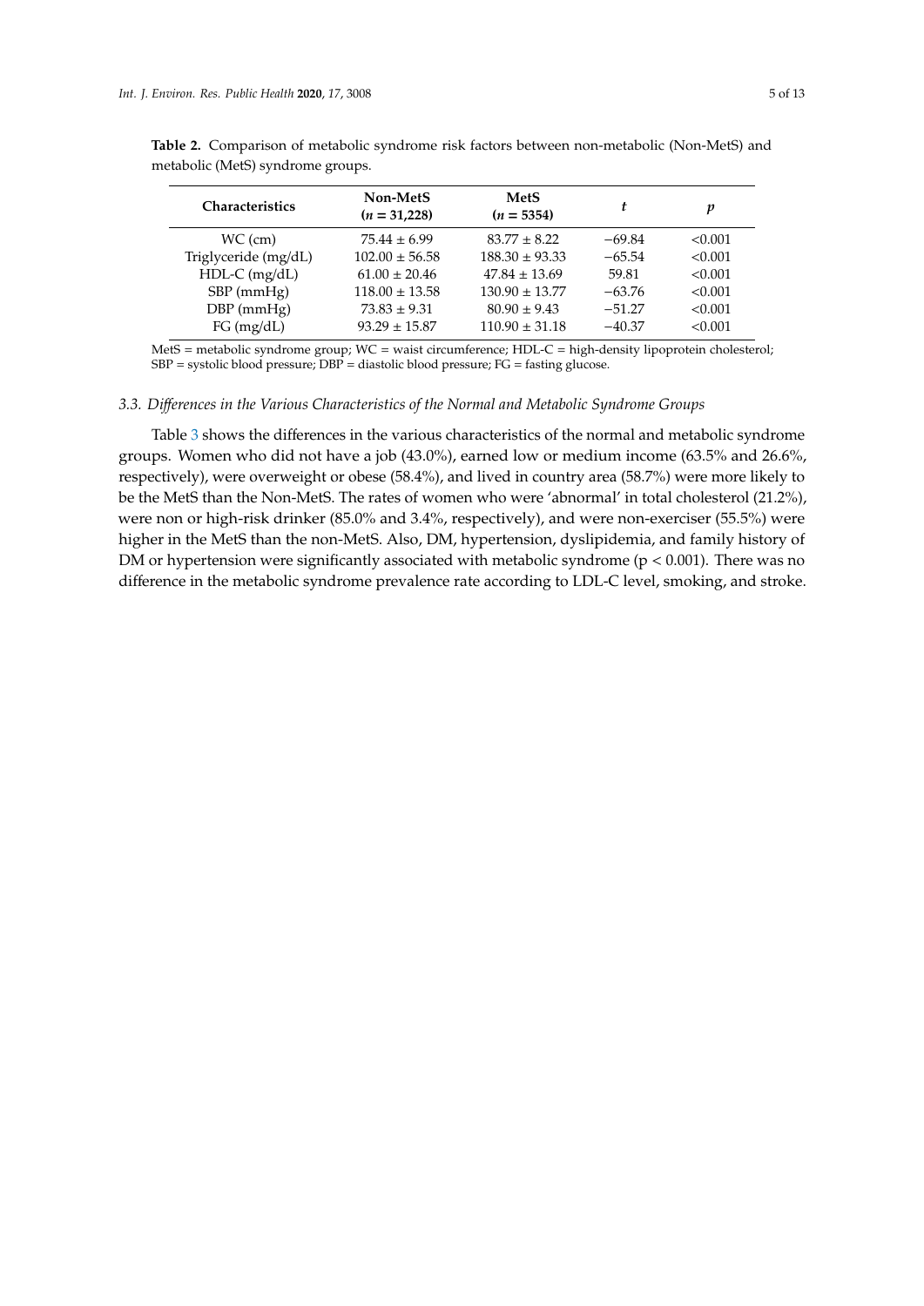**Table 2.** Comparison of metabolic syndrome risk factors between non-metabolic (Non-MetS) and metabolic (MetS) syndrome groups.

| Characteristics | Non-MetS ($n$ = 31,228) | MetS ($n$ = 5354) | $t$ | $p$ |
|---|---|---|---|---|
| WC (cm) | 75.44 ± 6.99 | 83.77 ± 8.22 | −69.84 | <0.001 |
| Triglyceride (mg/dL) | 102.00 ± 56.58 | 188.30 ± 93.33 | −65.54 | <0.001 |
| HDL-C (mg/dL) | 61.00 ± 20.46 | 47.84 ± 13.69 | 59.81 | <0.001 |
| SBP (mmHg) | 118.00 ± 13.58 | 130.90 ± 13.77 | −63.76 | <0.001 |
| DBP (mmHg) | 73.83 ± 9.31 | 80.90 ± 9.43 | −51.27 | <0.001 |
| FG (mg/dL) | 93.29 ± 15.87 | 110.90 ± 31.18 | −40.37 | <0.001 |

MetS = metabolic syndrome group; WC = waist circumference; HDL-C = high-density lipoprotein cholesterol; SBP = systolic blood pressure; DBP = diastolic blood pressure; FG = fasting glucose.

### *3.3. Differences in the Various Characteristics of the Normal and Metabolic Syndrome Groups*

Table 3 shows the differences in the various characteristics of the normal and metabolic syndrome groups. Women who did not have a job (43.0%), earned low or medium income (63.5% and 26.6%, respectively), were overweight or obese (58.4%), and lived in country area (58.7%) were more likely to be the MetS than the Non-MetS. The rates of women who were 'abnormal' in total cholesterol (21.2%), were non or high-risk drinker (85.0% and 3.4%, respectively), and were non-exerciser (55.5%) were higher in the MetS than the non-MetS. Also, DM, hypertension, dyslipidemia, and family history of DM or hypertension were significantly associated with metabolic syndrome ($p < 0.001$). There was no difference in the metabolic syndrome prevalence rate according to LDL-C level, smoking, and stroke.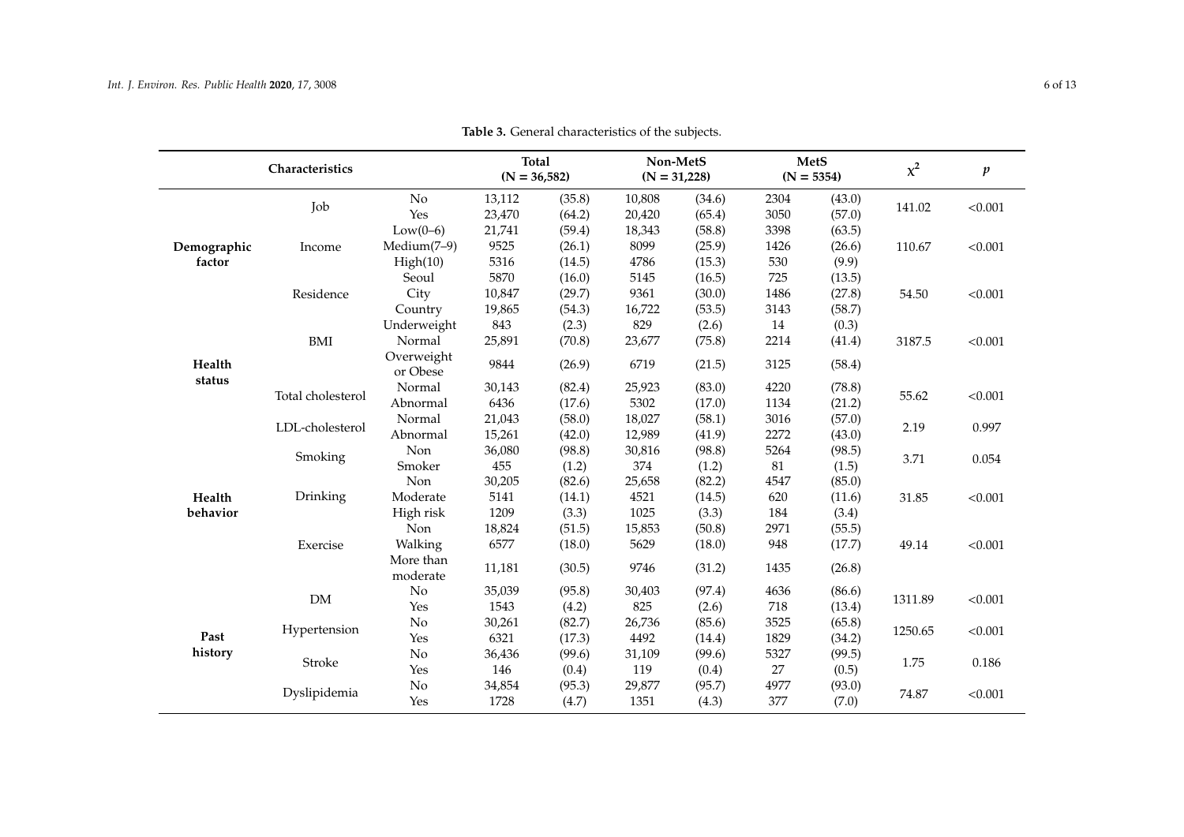**Table 3.** General characteristics of the subjects.

| Characteristics | | | Total (N = 36,582) | | Non-MetS (N = 31,228) | | MetS (N = 5354) | | $\chi^2$ | $p$ |
|---|---|---|---|---|---|---|---|---|---|---|
| **Demographic factor** | Job | No | 13,112 | (35.8) | 10,808 | (34.6) | 2304 | (43.0) | 141.02 | <0.001 |
| | | Yes | 23,470 | (64.2) | 20,420 | (65.4) | 3050 | (57.0) | | |
| | Income | Low(0–6) | 21,741 | (59.4) | 18,343 | (58.8) | 3398 | (63.5) | 110.67 | <0.001 |
| | | Medium(7–9) | 9525 | (26.1) | 8099 | (25.9) | 1426 | (26.6) | | |
| | | High(10) | 5316 | (14.5) | 4786 | (15.3) | 530 | (9.9) | | |
| | Residence | Seoul | 5870 | (16.0) | 5145 | (16.5) | 725 | (13.5) | 54.50 | <0.001 |
| | | City | 10,847 | (29.7) | 9361 | (30.0) | 1486 | (27.8) | | |
| | | Country | 19,865 | (54.3) | 16,722 | (53.5) | 3143 | (58.7) | | |
| **Health status** | BMI | Underweight | 843 | (2.3) | 829 | (2.6) | 14 | (0.3) | 3187.5 | <0.001 |
| | | Normal | 25,891 | (70.8) | 23,677 | (75.8) | 2214 | (41.4) | | |
| | | Overweight or Obese | 9844 | (26.9) | 6719 | (21.5) | 3125 | (58.4) | | |
| | Total cholesterol | Normal | 30,143 | (82.4) | 25,923 | (83.0) | 4220 | (78.8) | 55.62 | <0.001 |
| | | Abnormal | 6436 | (17.6) | 5302 | (17.0) | 1134 | (21.2) | | |
| | LDL-cholesterol | Normal | 21,043 | (58.0) | 18,027 | (58.1) | 3016 | (57.0) | 2.19 | 0.997 |
| | | Abnormal | 15,261 | (42.0) | 12,989 | (41.9) | 2272 | (43.0) | | |
| **Health behavior** | Smoking | Non | 36,080 | (98.8) | 30,816 | (98.8) | 5264 | (98.5) | 3.71 | 0.054 |
| | | Smoker | 455 | (1.2) | 374 | (1.2) | 81 | (1.5) | | |
| | Drinking | Non | 30,205 | (82.6) | 25,658 | (82.2) | 4547 | (85.0) | 31.85 | <0.001 |
| | | Moderate | 5141 | (14.1) | 4521 | (14.5) | 620 | (11.6) | | |
| | | High risk | 1209 | (3.3) | 1025 | (3.3) | 184 | (3.4) | | |
| | Exercise | Non | 18,824 | (51.5) | 15,853 | (50.8) | 2971 | (55.5) | 49.14 | <0.001 |
| | | Walking | 6577 | (18.0) | 5629 | (18.0) | 948 | (17.7) | | |
| | | More than moderate | 11,181 | (30.5) | 9746 | (31.2) | 1435 | (26.8) | | |
| **Past history** | DM | No | 35,039 | (95.8) | 30,403 | (97.4) | 4636 | (86.6) | 1311.89 | <0.001 |
| | | Yes | 1543 | (4.2) | 825 | (2.6) | 718 | (13.4) | | |
| | Hypertension | No | 30,261 | (82.7) | 26,736 | (85.6) | 3525 | (65.8) | 1250.65 | <0.001 |
| | | Yes | 6321 | (17.3) | 4492 | (14.4) | 1829 | (34.2) | | |
| | Stroke | No | 36,436 | (99.6) | 31,109 | (99.6) | 5327 | (99.5) | 1.75 | 0.186 |
| | | Yes | 146 | (0.4) | 119 | (0.4) | 27 | (0.5) | | |
| | Dyslipidemia | No | 34,854 | (95.3) | 29,877 | (95.7) | 4977 | (93.0) | 74.87 | <0.001 |
| | | Yes | 1728 | (4.7) | 1351 | (4.3) | 377 | (7.0) | | |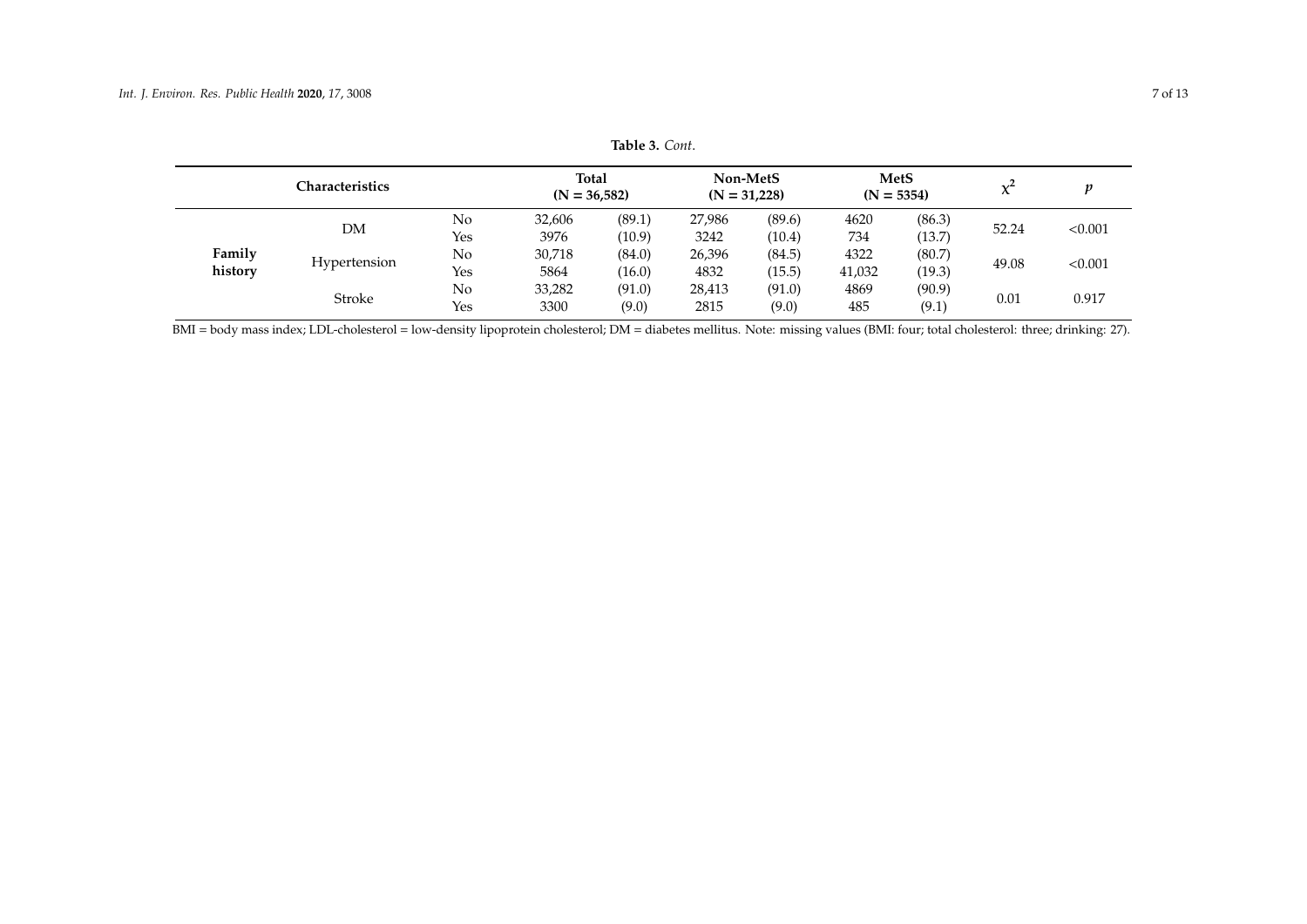**Table 3.** *Cont.*

| Characteristics | | | Total (N = 36,582) | | Non-MetS (N = 31,228) | | MetS (N = 5354) | | $\chi^2$ | *p* |
|---|---|---|---|---|---|---|---|---|---|---|
| **Family history** | DM | No | 32,606 | (89.1) | 27,986 | (89.6) | 4620 | (86.3) | 52.24 | <0.001 |
| | | Yes | 3976 | (10.9) | 3242 | (10.4) | 734 | (13.7) | | |
| | Hypertension | No | 30,718 | (84.0) | 26,396 | (84.5) | 4322 | (80.7) | 49.08 | <0.001 |
| | | Yes | 5864 | (16.0) | 4832 | (15.5) | 41,032 | (19.3) | | |
| | Stroke | No | 33,282 | (91.0) | 28,413 | (91.0) | 4869 | (90.9) | 0.01 | 0.917 |
| | | Yes | 3300 | (9.0) | 2815 | (9.0) | 485 | (9.1) | | |

BMI = body mass index; LDL-cholesterol = low-density lipoprotein cholesterol; DM = diabetes mellitus. Note: missing values (BMI: four; total cholesterol: three; drinking: 27).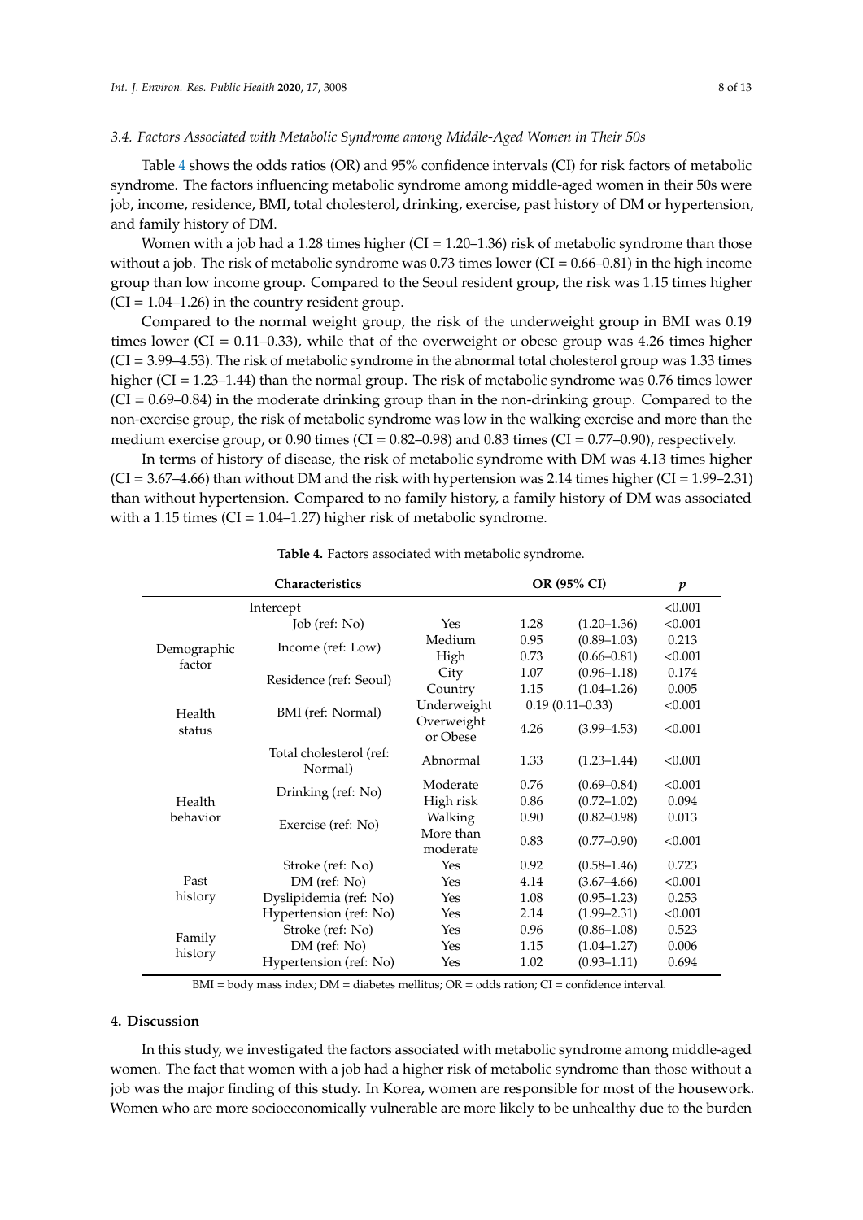### 3.4. Factors Associated with Metabolic Syndrome among Middle-Aged Women in Their 50s

Table 4 shows the odds ratios (OR) and 95% confidence intervals (CI) for risk factors of metabolic syndrome. The factors influencing metabolic syndrome among middle-aged women in their 50s were job, income, residence, BMI, total cholesterol, drinking, exercise, past history of DM or hypertension, and family history of DM.

Women with a job had a 1.28 times higher (CI = 1.20–1.36) risk of metabolic syndrome than those without a job. The risk of metabolic syndrome was 0.73 times lower (CI = 0.66–0.81) in the high income group than low income group. Compared to the Seoul resident group, the risk was 1.15 times higher (CI = 1.04–1.26) in the country resident group.

Compared to the normal weight group, the risk of the underweight group in BMI was 0.19 times lower (CI = 0.11–0.33), while that of the overweight or obese group was 4.26 times higher (CI = 3.99–4.53). The risk of metabolic syndrome in the abnormal total cholesterol group was 1.33 times higher (CI = 1.23–1.44) than the normal group. The risk of metabolic syndrome was 0.76 times lower (CI = 0.69–0.84) in the moderate drinking group than in the non-drinking group. Compared to the non-exercise group, the risk of metabolic syndrome was low in the walking exercise and more than the medium exercise group, or 0.90 times (CI = 0.82–0.98) and 0.83 times (CI = 0.77–0.90), respectively.

In terms of history of disease, the risk of metabolic syndrome with DM was 4.13 times higher (CI = 3.67–4.66) than without DM and the risk with hypertension was 2.14 times higher (CI = 1.99–2.31) than without hypertension. Compared to no family history, a family history of DM was associated with a 1.15 times (CI = 1.04–1.27) higher risk of metabolic syndrome.

**Table 4.** Factors associated with metabolic syndrome.

| Characteristics | | | OR (95% CI) | | *p* |
|---|---|---|---|---|---|
| | Intercept | | | | <0.001 |
| Demographic factor | Job (ref: No) | Yes | 1.28 | (1.20–1.36) | <0.001 |
| | Income (ref: Low) | Medium | 0.95 | (0.89–1.03) | 0.213 |
| | | High | 0.73 | (0.66–0.81) | <0.001 |
| | Residence (ref: Seoul) | City | 1.07 | (0.96–1.18) | 0.174 |
| | | Country | 1.15 | (1.04–1.26) | 0.005 |
| Health status | BMI (ref: Normal) | Underweight | 0.19 (0.11–0.33) | | <0.001 |
| | | Overweight or Obese | 4.26 | (3.99–4.53) | <0.001 |
| | Total cholesterol (ref: Normal) | Abnormal | 1.33 | (1.23–1.44) | <0.001 |
| Health behavior | Drinking (ref: No) | Moderate | 0.76 | (0.69–0.84) | <0.001 |
| | | High risk | 0.86 | (0.72–1.02) | 0.094 |
| | Exercise (ref: No) | Walking | 0.90 | (0.82–0.98) | 0.013 |
| | | More than moderate | 0.83 | (0.77–0.90) | <0.001 |
| Past history | Stroke (ref: No) | Yes | 0.92 | (0.58–1.46) | 0.723 |
| | DM (ref: No) | Yes | 4.14 | (3.67–4.66) | <0.001 |
| | Dyslipidemia (ref: No) | Yes | 1.08 | (0.95–1.23) | 0.253 |
| | Hypertension (ref: No) | Yes | 2.14 | (1.99–2.31) | <0.001 |
| Family history | Stroke (ref: No) | Yes | 0.96 | (0.86–1.08) | 0.523 |
| | DM (ref: No) | Yes | 1.15 | (1.04–1.27) | 0.006 |
| | Hypertension (ref: No) | Yes | 1.02 | (0.93–1.11) | 0.694 |

BMI = body mass index; DM = diabetes mellitus; OR = odds ration; CI = confidence interval.

## 4. Discussion

In this study, we investigated the factors associated with metabolic syndrome among middle-aged women. The fact that women with a job had a higher risk of metabolic syndrome than those without a job was the major finding of this study. In Korea, women are responsible for most of the housework. Women who are more socioeconomically vulnerable are more likely to be unhealthy due to the burden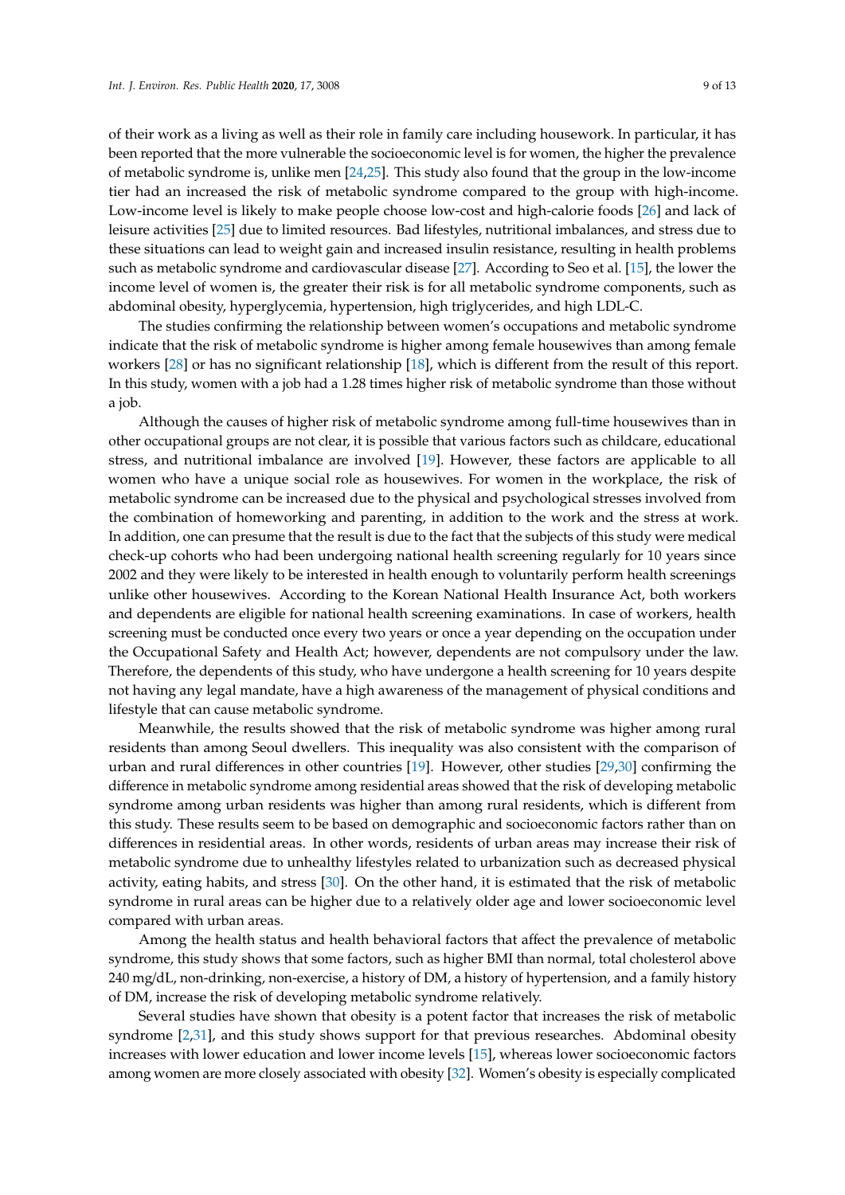of their work as a living as well as their role in family care including housework. In particular, it has been reported that the more vulnerable the socioeconomic level is for women, the higher the prevalence of metabolic syndrome is, unlike men [24,25]. This study also found that the group in the low-income tier had an increased the risk of metabolic syndrome compared to the group with high-income. Low-income level is likely to make people choose low-cost and high-calorie foods [26] and lack of leisure activities [25] due to limited resources. Bad lifestyles, nutritional imbalances, and stress due to these situations can lead to weight gain and increased insulin resistance, resulting in health problems such as metabolic syndrome and cardiovascular disease [27]. According to Seo et al. [15], the lower the income level of women is, the greater their risk is for all metabolic syndrome components, such as abdominal obesity, hyperglycemia, hypertension, high triglycerides, and high LDL-C.

The studies confirming the relationship between women's occupations and metabolic syndrome indicate that the risk of metabolic syndrome is higher among female housewives than among female workers [28] or has no significant relationship [18], which is different from the result of this report. In this study, women with a job had a 1.28 times higher risk of metabolic syndrome than those without a job.

Although the causes of higher risk of metabolic syndrome among full-time housewives than in other occupational groups are not clear, it is possible that various factors such as childcare, educational stress, and nutritional imbalance are involved [19]. However, these factors are applicable to all women who have a unique social role as housewives. For women in the workplace, the risk of metabolic syndrome can be increased due to the physical and psychological stresses involved from the combination of homeworking and parenting, in addition to the work and the stress at work. In addition, one can presume that the result is due to the fact that the subjects of this study were medical check-up cohorts who had been undergoing national health screening regularly for 10 years since 2002 and they were likely to be interested in health enough to voluntarily perform health screenings unlike other housewives. According to the Korean National Health Insurance Act, both workers and dependents are eligible for national health screening examinations. In case of workers, health screening must be conducted once every two years or once a year depending on the occupation under the Occupational Safety and Health Act; however, dependents are not compulsory under the law. Therefore, the dependents of this study, who have undergone a health screening for 10 years despite not having any legal mandate, have a high awareness of the management of physical conditions and lifestyle that can cause metabolic syndrome.

Meanwhile, the results showed that the risk of metabolic syndrome was higher among rural residents than among Seoul dwellers. This inequality was also consistent with the comparison of urban and rural differences in other countries [19]. However, other studies [29,30] confirming the difference in metabolic syndrome among residential areas showed that the risk of developing metabolic syndrome among urban residents was higher than among rural residents, which is different from this study. These results seem to be based on demographic and socioeconomic factors rather than on differences in residential areas. In other words, residents of urban areas may increase their risk of metabolic syndrome due to unhealthy lifestyles related to urbanization such as decreased physical activity, eating habits, and stress [30]. On the other hand, it is estimated that the risk of metabolic syndrome in rural areas can be higher due to a relatively older age and lower socioeconomic level compared with urban areas.

Among the health status and health behavioral factors that affect the prevalence of metabolic syndrome, this study shows that some factors, such as higher BMI than normal, total cholesterol above 240 mg/dL, non-drinking, non-exercise, a history of DM, a history of hypertension, and a family history of DM, increase the risk of developing metabolic syndrome relatively.

Several studies have shown that obesity is a potent factor that increases the risk of metabolic syndrome [2,31], and this study shows support for that previous researches. Abdominal obesity increases with lower education and lower income levels [15], whereas lower socioeconomic factors among women are more closely associated with obesity [32]. Women's obesity is especially complicated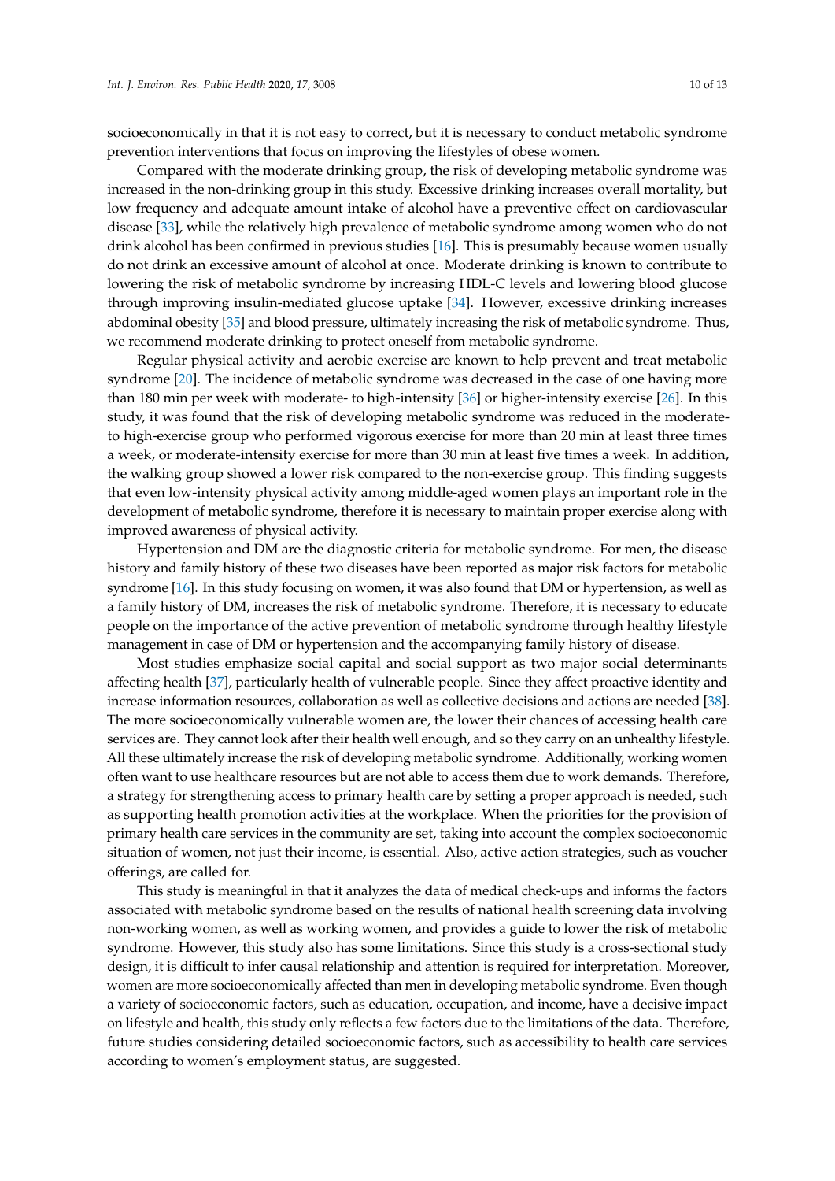socioeconomically in that it is not easy to correct, but it is necessary to conduct metabolic syndrome prevention interventions that focus on improving the lifestyles of obese women.

Compared with the moderate drinking group, the risk of developing metabolic syndrome was increased in the non-drinking group in this study. Excessive drinking increases overall mortality, but low frequency and adequate amount intake of alcohol have a preventive effect on cardiovascular disease [33], while the relatively high prevalence of metabolic syndrome among women who do not drink alcohol has been confirmed in previous studies [16]. This is presumably because women usually do not drink an excessive amount of alcohol at once. Moderate drinking is known to contribute to lowering the risk of metabolic syndrome by increasing HDL-C levels and lowering blood glucose through improving insulin-mediated glucose uptake [34]. However, excessive drinking increases abdominal obesity [35] and blood pressure, ultimately increasing the risk of metabolic syndrome. Thus, we recommend moderate drinking to protect oneself from metabolic syndrome.

Regular physical activity and aerobic exercise are known to help prevent and treat metabolic syndrome [20]. The incidence of metabolic syndrome was decreased in the case of one having more than 180 min per week with moderate- to high-intensity [36] or higher-intensity exercise [26]. In this study, it was found that the risk of developing metabolic syndrome was reduced in the moderate- to high-exercise group who performed vigorous exercise for more than 20 min at least three times a week, or moderate-intensity exercise for more than 30 min at least five times a week. In addition, the walking group showed a lower risk compared to the non-exercise group. This finding suggests that even low-intensity physical activity among middle-aged women plays an important role in the development of metabolic syndrome, therefore it is necessary to maintain proper exercise along with improved awareness of physical activity.

Hypertension and DM are the diagnostic criteria for metabolic syndrome. For men, the disease history and family history of these two diseases have been reported as major risk factors for metabolic syndrome [16]. In this study focusing on women, it was also found that DM or hypertension, as well as a family history of DM, increases the risk of metabolic syndrome. Therefore, it is necessary to educate people on the importance of the active prevention of metabolic syndrome through healthy lifestyle management in case of DM or hypertension and the accompanying family history of disease.

Most studies emphasize social capital and social support as two major social determinants affecting health [37], particularly health of vulnerable people. Since they affect proactive identity and increase information resources, collaboration as well as collective decisions and actions are needed [38]. The more socioeconomically vulnerable women are, the lower their chances of accessing health care services are. They cannot look after their health well enough, and so they carry on an unhealthy lifestyle. All these ultimately increase the risk of developing metabolic syndrome. Additionally, working women often want to use healthcare resources but are not able to access them due to work demands. Therefore, a strategy for strengthening access to primary health care by setting a proper approach is needed, such as supporting health promotion activities at the workplace. When the priorities for the provision of primary health care services in the community are set, taking into account the complex socioeconomic situation of women, not just their income, is essential. Also, active action strategies, such as voucher offerings, are called for.

This study is meaningful in that it analyzes the data of medical check-ups and informs the factors associated with metabolic syndrome based on the results of national health screening data involving non-working women, as well as working women, and provides a guide to lower the risk of metabolic syndrome. However, this study also has some limitations. Since this study is a cross-sectional study design, it is difficult to infer causal relationship and attention is required for interpretation. Moreover, women are more socioeconomically affected than men in developing metabolic syndrome. Even though a variety of socioeconomic factors, such as education, occupation, and income, have a decisive impact on lifestyle and health, this study only reflects a few factors due to the limitations of the data. Therefore, future studies considering detailed socioeconomic factors, such as accessibility to health care services according to women's employment status, are suggested.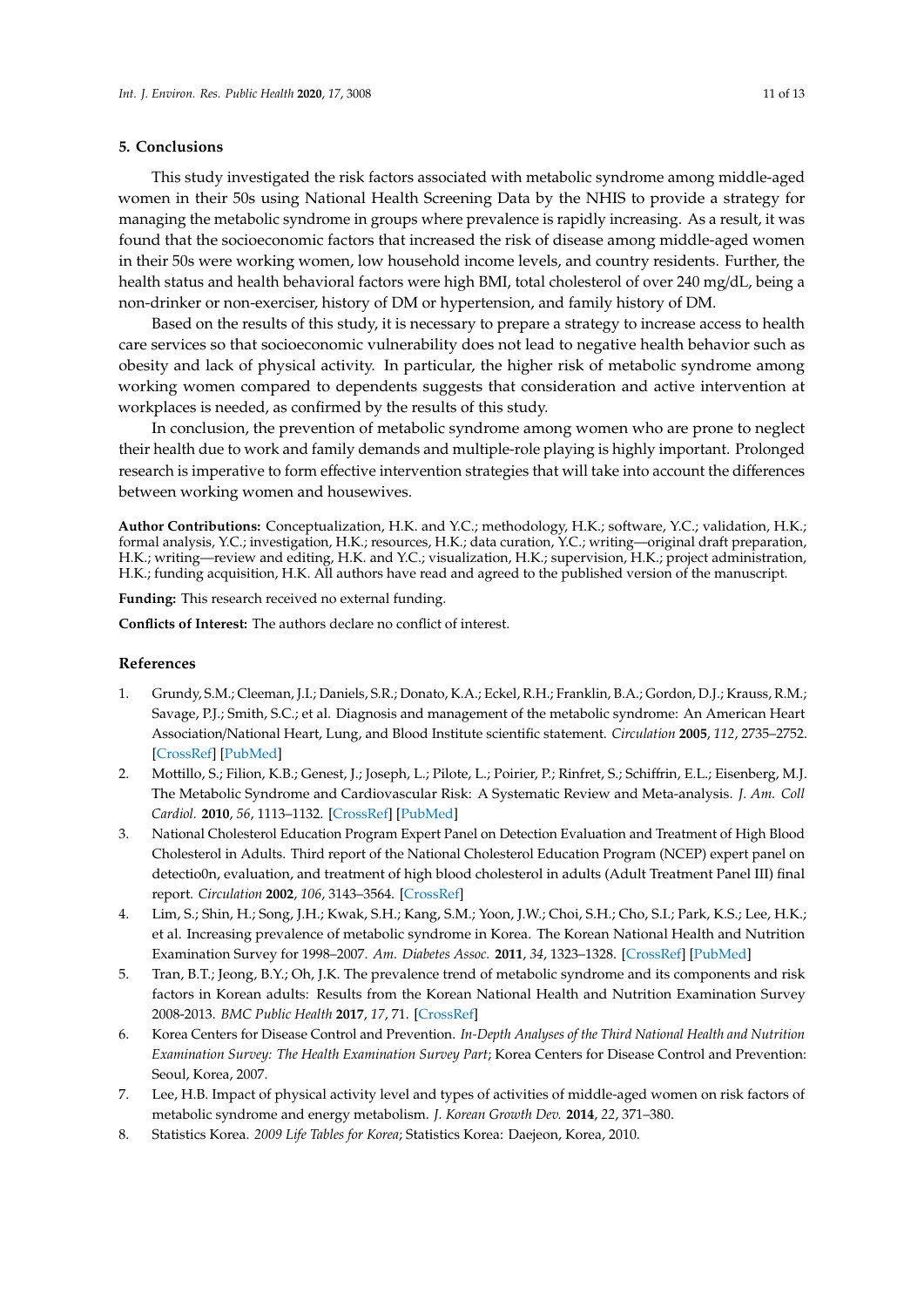## 5. Conclusions

This study investigated the risk factors associated with metabolic syndrome among middle-aged women in their 50s using National Health Screening Data by the NHIS to provide a strategy for managing the metabolic syndrome in groups where prevalence is rapidly increasing. As a result, it was found that the socioeconomic factors that increased the risk of disease among middle-aged women in their 50s were working women, low household income levels, and country residents. Further, the health status and health behavioral factors were high BMI, total cholesterol of over 240 mg/dL, being a non-drinker or non-exerciser, history of DM or hypertension, and family history of DM.

Based on the results of this study, it is necessary to prepare a strategy to increase access to health care services so that socioeconomic vulnerability does not lead to negative health behavior such as obesity and lack of physical activity. In particular, the higher risk of metabolic syndrome among working women compared to dependents suggests that consideration and active intervention at workplaces is needed, as confirmed by the results of this study.

In conclusion, the prevention of metabolic syndrome among women who are prone to neglect their health due to work and family demands and multiple-role playing is highly important. Prolonged research is imperative to form effective intervention strategies that will take into account the differences between working women and housewives.

**Author Contributions:** Conceptualization, H.K. and Y.C.; methodology, H.K.; software, Y.C.; validation, H.K.; formal analysis, Y.C.; investigation, H.K.; resources, H.K.; data curation, Y.C.; writing—original draft preparation, H.K.; writing—review and editing, H.K. and Y.C.; visualization, H.K.; supervision, H.K.; project administration, H.K.; funding acquisition, H.K. All authors have read and agreed to the published version of the manuscript.

**Funding:** This research received no external funding.

**Conflicts of Interest:** The authors declare no conflict of interest.

## References

1. Grundy, S.M.; Cleeman, J.I.; Daniels, S.R.; Donato, K.A.; Eckel, R.H.; Franklin, B.A.; Gordon, D.J.; Krauss, R.M.; Savage, P.J.; Smith, S.C.; et al. Diagnosis and management of the metabolic syndrome: An American Heart Association/National Heart, Lung, and Blood Institute scientific statement. *Circulation* **2005**, *112*, 2735–2752. [CrossRef] [PubMed]
2. Mottillo, S.; Filion, K.B.; Genest, J.; Joseph, L.; Pilote, L.; Poirier, P.; Rinfret, S.; Schiffrin, E.L.; Eisenberg, M.J. The Metabolic Syndrome and Cardiovascular Risk: A Systematic Review and Meta-analysis. *J. Am. Coll Cardiol.* **2010**, *56*, 1113–1132. [CrossRef] [PubMed]
3. National Cholesterol Education Program Expert Panel on Detection Evaluation and Treatment of High Blood Cholesterol in Adults. Third report of the National Cholesterol Education Program (NCEP) expert panel on detectio0n, evaluation, and treatment of high blood cholesterol in adults (Adult Treatment Panel III) final report. *Circulation* **2002**, *106*, 3143–3564. [CrossRef]
4. Lim, S.; Shin, H.; Song, J.H.; Kwak, S.H.; Kang, S.M.; Yoon, J.W.; Choi, S.H.; Cho, S.I.; Park, K.S.; Lee, H.K.; et al. Increasing prevalence of metabolic syndrome in Korea. The Korean National Health and Nutrition Examination Survey for 1998–2007. *Am. Diabetes Assoc.* **2011**, *34*, 1323–1328. [CrossRef] [PubMed]
5. Tran, B.T.; Jeong, B.Y.; Oh, J.K. The prevalence trend of metabolic syndrome and its components and risk factors in Korean adults: Results from the Korean National Health and Nutrition Examination Survey 2008-2013. *BMC Public Health* **2017**, *17*, 71. [CrossRef]
6. Korea Centers for Disease Control and Prevention. *In-Depth Analyses of the Third National Health and Nutrition Examination Survey: The Health Examination Survey Part*; Korea Centers for Disease Control and Prevention: Seoul, Korea, 2007.
7. Lee, H.B. Impact of physical activity level and types of activities of middle-aged women on risk factors of metabolic syndrome and energy metabolism. *J. Korean Growth Dev.* **2014**, *22*, 371–380.
8. Statistics Korea. *2009 Life Tables for Korea*; Statistics Korea: Daejeon, Korea, 2010.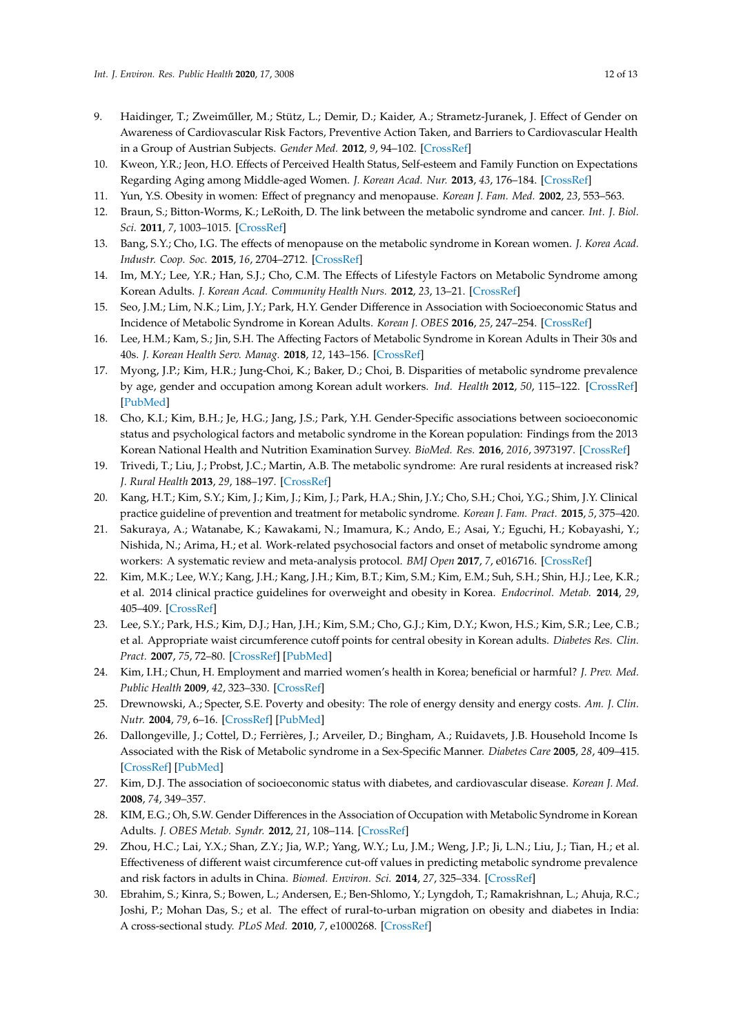9. Haidinger, T.; Zweimüller, M.; Stütz, L.; Demir, D.; Kaider, A.; Strametz-Juranek, J. Effect of Gender on Awareness of Cardiovascular Risk Factors, Preventive Action Taken, and Barriers to Cardiovascular Health in a Group of Austrian Subjects. *Gender Med.* **2012**, *9*, 94–102. [CrossRef]
10. Kweon, Y.R.; Jeon, H.O. Effects of Perceived Health Status, Self-esteem and Family Function on Expectations Regarding Aging among Middle-aged Women. *J. Korean Acad. Nur.* **2013**, *43*, 176–184. [CrossRef]
11. Yun, Y.S. Obesity in women: Effect of pregnancy and menopause. *Korean J. Fam. Med.* **2002**, *23*, 553–563.
12. Braun, S.; Bitton-Worms, K.; LeRoith, D. The link between the metabolic syndrome and cancer. *Int. J. Biol. Sci.* **2011**, *7*, 1003–1015. [CrossRef]
13. Bang, S.Y.; Cho, I.G. The effects of menopause on the metabolic syndrome in Korean women. *J. Korea Acad. Industr. Coop. Soc.* **2015**, *16*, 2704–2712. [CrossRef]
14. Im, M.Y.; Lee, Y.R.; Han, S.J.; Cho, C.M. The Effects of Lifestyle Factors on Metabolic Syndrome among Korean Adults. *J. Korean Acad. Community Health Nurs.* **2012**, *23*, 13–21. [CrossRef]
15. Seo, J.M.; Lim, N.K.; Lim, J.Y.; Park, H.Y. Gender Difference in Association with Socioeconomic Status and Incidence of Metabolic Syndrome in Korean Adults. *Korean J. OBES* **2016**, *25*, 247–254. [CrossRef]
16. Lee, H.M.; Kam, S.; Jin, S.H. The Affecting Factors of Metabolic Syndrome in Korean Adults in Their 30s and 40s. *J. Korean Health Serv. Manag.* **2018**, *12*, 143–156. [CrossRef]
17. Myong, J.P.; Kim, H.R.; Jung-Choi, K.; Baker, D.; Choi, B. Disparities of metabolic syndrome prevalence by age, gender and occupation among Korean adult workers. *Ind. Health* **2012**, *50*, 115–122. [CrossRef] [PubMed]
18. Cho, K.I.; Kim, B.H.; Je, H.G.; Jang, J.S.; Park, Y.H. Gender-Specific associations between socioeconomic status and psychological factors and metabolic syndrome in the Korean population: Findings from the 2013 Korean National Health and Nutrition Examination Survey. *BioMed. Res.* **2016**, *2016*, 3973197. [CrossRef]
19. Trivedi, T.; Liu, J.; Probst, J.C.; Martin, A.B. The metabolic syndrome: Are rural residents at increased risk? *J. Rural Health* **2013**, *29*, 188–197. [CrossRef]
20. Kang, H.T.; Kim, S.Y.; Kim, J.; Kim, J.; Kim, J.; Park, H.A.; Shin, J.Y.; Cho, S.H.; Choi, Y.G.; Shim, J.Y. Clinical practice guideline of prevention and treatment for metabolic syndrome. *Korean J. Fam. Pract.* **2015**, *5*, 375–420.
21. Sakuraya, A.; Watanabe, K.; Kawakami, N.; Imamura, K.; Ando, E.; Asai, Y.; Eguchi, H.; Kobayashi, Y.; Nishida, N.; Arima, H.; et al. Work-related psychosocial factors and onset of metabolic syndrome among workers: A systematic review and meta-analysis protocol. *BMJ Open* **2017**, *7*, e016716. [CrossRef]
22. Kim, M.K.; Lee, W.Y.; Kang, J.H.; Kang, J.H.; Kim, B.T.; Kim, S.M.; Kim, E.M.; Suh, S.H.; Shin, H.J.; Lee, K.R.; et al. 2014 clinical practice guidelines for overweight and obesity in Korea. *Endocrinol. Metab.* **2014**, *29*, 405–409. [CrossRef]
23. Lee, S.Y.; Park, H.S.; Kim, D.J.; Han, J.H.; Kim, S.M.; Cho, G.J.; Kim, D.Y.; Kwon, H.S.; Kim, S.R.; Lee, C.B.; et al. Appropriate waist circumference cutoff points for central obesity in Korean adults. *Diabetes Res. Clin. Pract.* **2007**, *75*, 72–80. [CrossRef] [PubMed]
24. Kim, I.H.; Chun, H. Employment and married women's health in Korea; beneficial or harmful? *J. Prev. Med. Public Health* **2009**, *42*, 323–330. [CrossRef]
25. Drewnowski, A.; Specter, S.E. Poverty and obesity: The role of energy density and energy costs. *Am. J. Clin. Nutr.* **2004**, *79*, 6–16. [CrossRef] [PubMed]
26. Dallongeville, J.; Cottel, D.; Ferrières, J.; Arveiler, D.; Bingham, A.; Ruidavets, J.B. Household Income Is Associated with the Risk of Metabolic syndrome in a Sex-Specific Manner. *Diabetes Care* **2005**, *28*, 409–415. [CrossRef] [PubMed]
27. Kim, D.J. The association of socioeconomic status with diabetes, and cardiovascular disease. *Korean J. Med.* **2008**, *74*, 349–357.
28. KIM, E.G.; Oh, S.W. Gender Differences in the Association of Occupation with Metabolic Syndrome in Korean Adults. *J. OBES Metab. Syndr.* **2012**, *21*, 108–114. [CrossRef]
29. Zhou, H.C.; Lai, Y.X.; Shan, Z.Y.; Jia, W.P.; Yang, W.Y.; Lu, J.M.; Weng, J.P.; Ji, L.N.; Liu, J.; Tian, H.; et al. Effectiveness of different waist circumference cut-off values in predicting metabolic syndrome prevalence and risk factors in adults in China. *Biomed. Environ. Sci.* **2014**, *27*, 325–334. [CrossRef]
30. Ebrahim, S.; Kinra, S.; Bowen, L.; Andersen, E.; Ben-Shlomo, Y.; Lyngdoh, T.; Ramakrishnan, L.; Ahuja, R.C.; Joshi, P.; Mohan Das, S.; et al. The effect of rural-to-urban migration on obesity and diabetes in India: A cross-sectional study. *PLoS Med.* **2010**, *7*, e1000268. [CrossRef]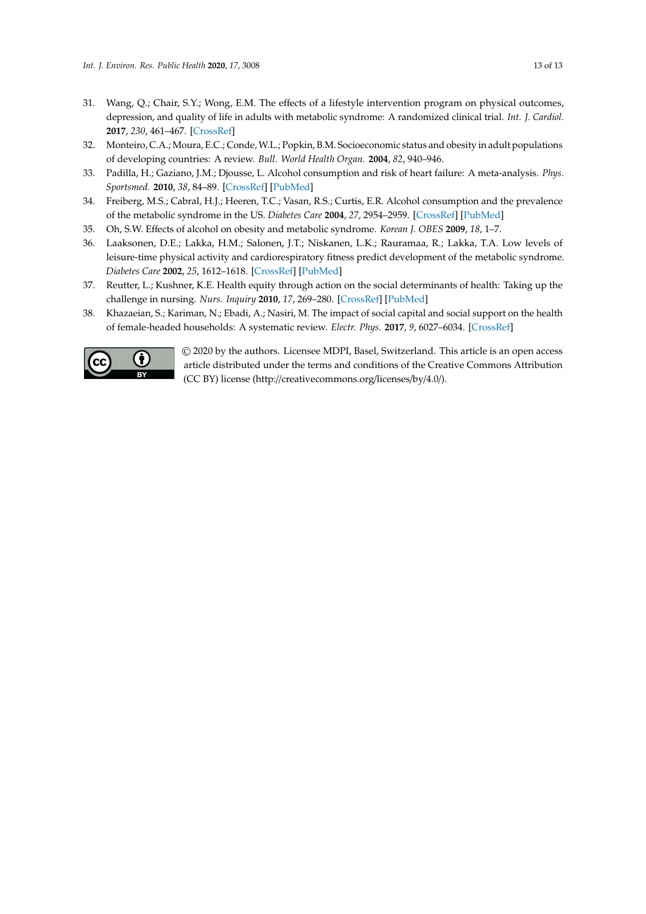31. Wang, Q.; Chair, S.Y.; Wong, E.M. The effects of a lifestyle intervention program on physical outcomes, depression, and quality of life in adults with metabolic syndrome: A randomized clinical trial. *Int. J. Cardiol.* **2017**, *230*, 461–467. [CrossRef]
32. Monteiro, C.A.; Moura, E.C.; Conde, W.L.; Popkin, B.M. Socioeconomic status and obesity in adult populations of developing countries: A review. *Bull. World Health Organ.* **2004**, *82*, 940–946.
33. Padilla, H.; Gaziano, J.M.; Djousse, L. Alcohol consumption and risk of heart failure: A meta-analysis. *Phys. Sportsmed.* **2010**, *38*, 84–89. [CrossRef] [PubMed]
34. Freiberg, M.S.; Cabral, H.J.; Heeren, T.C.; Vasan, R.S.; Curtis, E.R. Alcohol consumption and the prevalence of the metabolic syndrome in the US. *Diabetes Care* **2004**, *27*, 2954–2959. [CrossRef] [PubMed]
35. Oh, S.W. Effects of alcohol on obesity and metabolic syndrome. *Korean J. OBES* **2009**, *18*, 1–7.
36. Laaksonen, D.E.; Lakka, H.M.; Salonen, J.T.; Niskanen, L.K.; Rauramaa, R.; Lakka, T.A. Low levels of leisure-time physical activity and cardiorespiratory fitness predict development of the metabolic syndrome. *Diabetes Care* **2002**, *25*, 1612–1618. [CrossRef] [PubMed]
37. Reutter, L.; Kushner, K.E. Health equity through action on the social determinants of health: Taking up the challenge in nursing. *Nurs. Inquiry* **2010**, *17*, 269–280. [CrossRef] [PubMed]
38. Khazaeian, S.; Kariman, N.; Ebadi, A.; Nasiri, M. The impact of social capital and social support on the health of female-headed households: A systematic review. *Electr. Phys.* **2017**, *9*, 6027–6034. [CrossRef]

© 2020 by the authors. Licensee MDPI, Basel, Switzerland. This article is an open access article distributed under the terms and conditions of the Creative Commons Attribution (CC BY) license (http://creativecommons.org/licenses/by/4.0/).